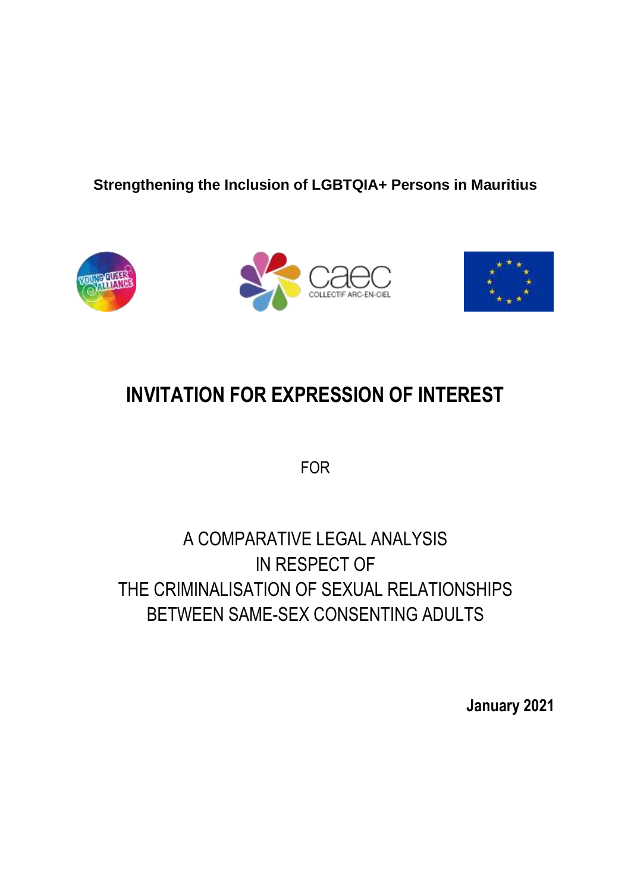**Strengthening the Inclusion of LGBTQIA+ Persons in Mauritius**

# INVITATION FOR EXPRESSION OF INTEREST

FOR

A COMPARATIVE LEGAL ANALYSIS
IN RESPECT OF
THE CRIMINALISATION OF SEXUAL RELATIONSHIPS
BETWEEN SAME-SEX CONSENTING ADULTS

**January 2021**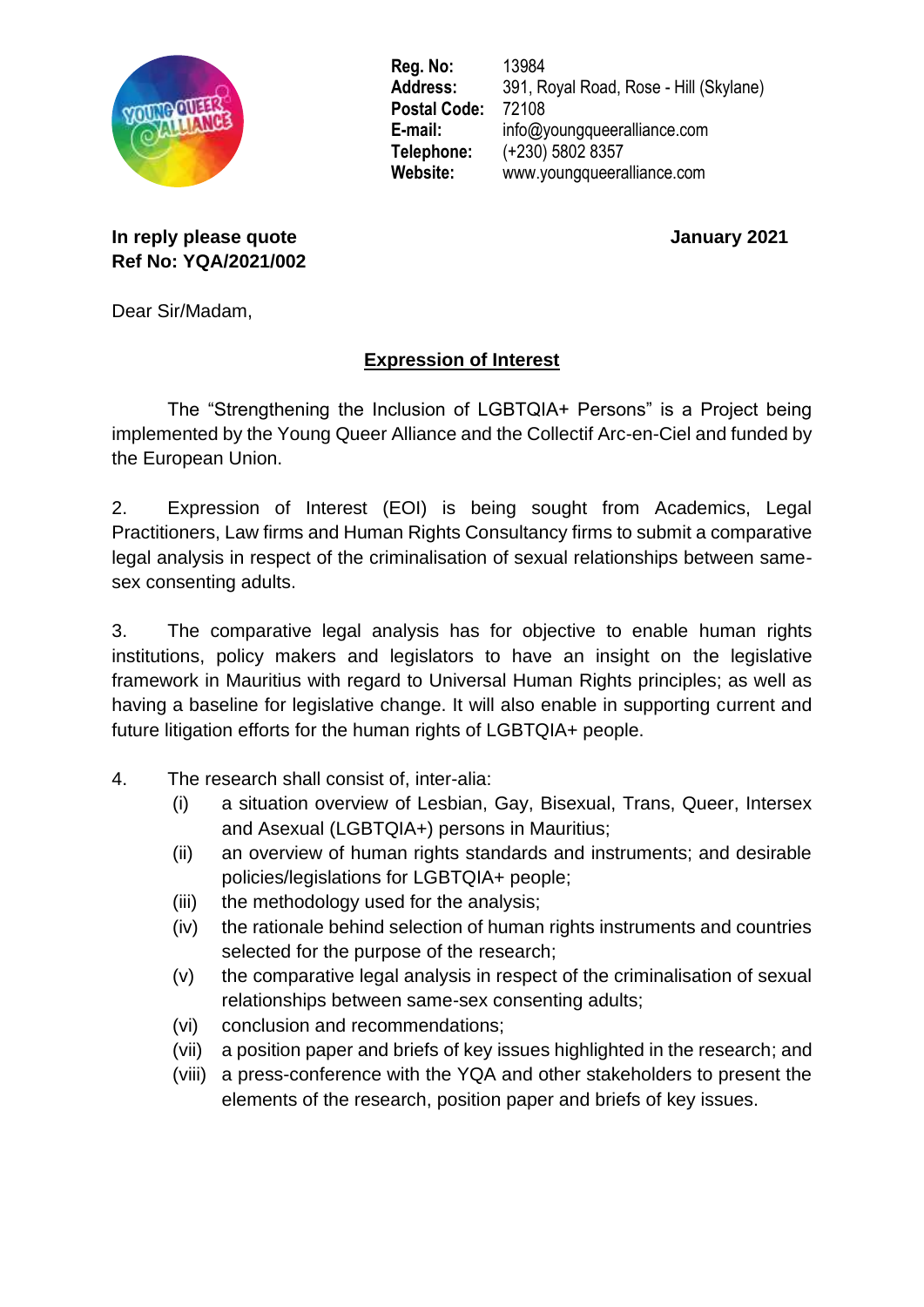Reg. No: 13984
Address: 391, Royal Road, Rose - Hill (Skylane)
Postal Code: 72108
E-mail: info@youngqueeralliance.com
Telephone: (+230) 5802 8357
Website: www.youngqueeralliance.com

**In reply please quote**
**Ref No: YQA/2021/002**

**January 2021**

Dear Sir/Madam,

**Expression of Interest**

The "Strengthening the Inclusion of LGBTQIA+ Persons" is a Project being implemented by the Young Queer Alliance and the Collectif Arc-en-Ciel and funded by the European Union.

2. Expression of Interest (EOI) is being sought from Academics, Legal Practitioners, Law firms and Human Rights Consultancy firms to submit a comparative legal analysis in respect of the criminalisation of sexual relationships between same-sex consenting adults.

3. The comparative legal analysis has for objective to enable human rights institutions, policy makers and legislators to have an insight on the legislative framework in Mauritius with regard to Universal Human Rights principles; as well as having a baseline for legislative change. It will also enable in supporting current and future litigation efforts for the human rights of LGBTQIA+ people.

4. The research shall consist of, inter-alia:
   (i) a situation overview of Lesbian, Gay, Bisexual, Trans, Queer, Intersex and Asexual (LGBTQIA+) persons in Mauritius;
   (ii) an overview of human rights standards and instruments; and desirable policies/legislations for LGBTQIA+ people;
   (iii) the methodology used for the analysis;
   (iv) the rationale behind selection of human rights instruments and countries selected for the purpose of the research;
   (v) the comparative legal analysis in respect of the criminalisation of sexual relationships between same-sex consenting adults;
   (vi) conclusion and recommendations;
   (vii) a position paper and briefs of key issues highlighted in the research; and
   (viii) a press-conference with the YQA and other stakeholders to present the elements of the research, position paper and briefs of key issues.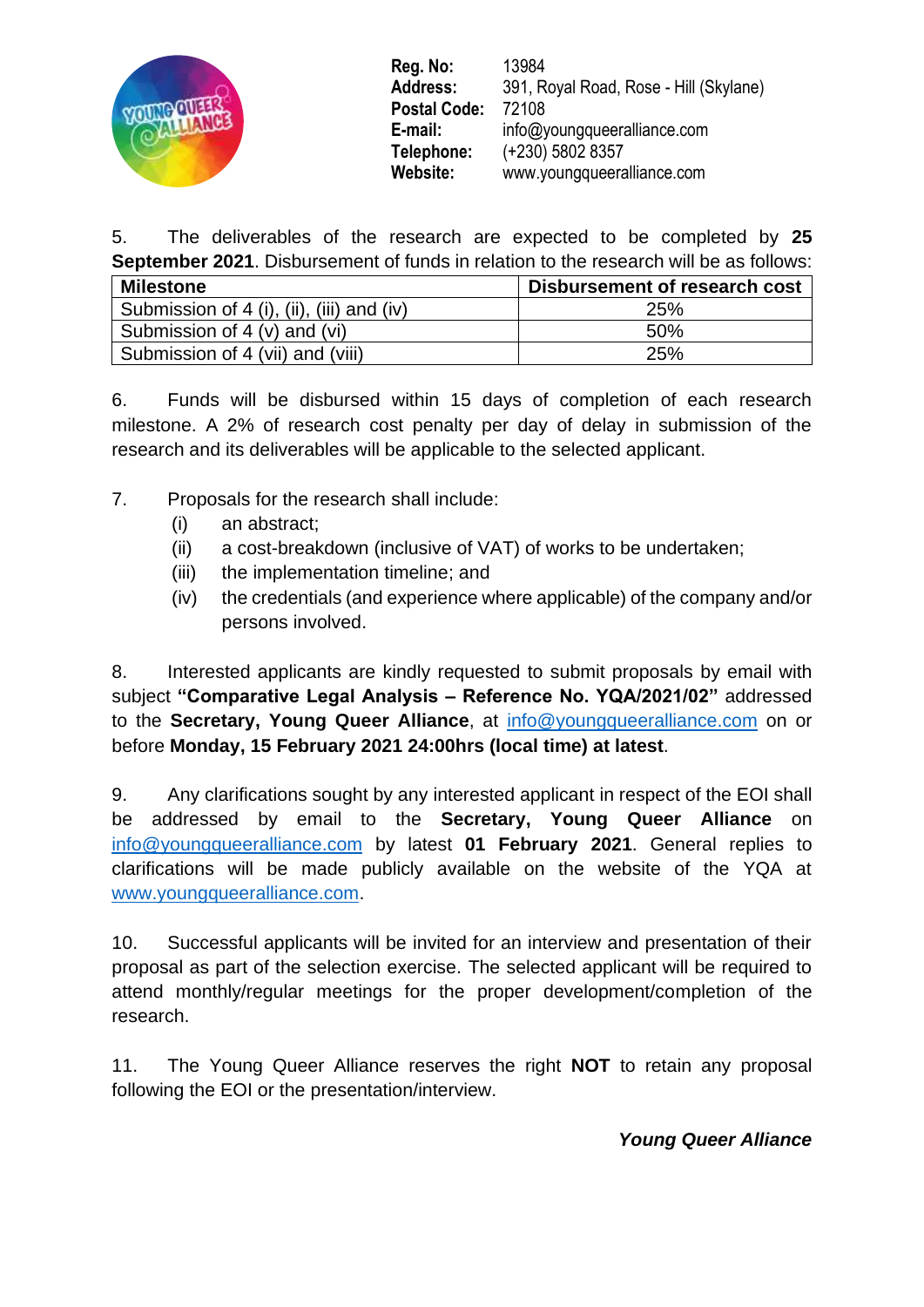| | |
|---|---|
| **Reg. No:** | 13984 |
| **Address:** | 391, Royal Road, Rose - Hill (Skylane) |
| **Postal Code:** | 72108 |
| **E-mail:** | info@youngqueeralliance.com |
| **Telephone:** | (+230) 5802 8357 |
| **Website:** | www.youngqueeralliance.com |

5. The deliverables of the research are expected to be completed by **25 September 2021**. Disbursement of funds in relation to the research will be as follows:

| Milestone | Disbursement of research cost |
|---|---|
| Submission of 4 (i), (ii), (iii) and (iv) | 25% |
| Submission of 4 (v) and (vi) | 50% |
| Submission of 4 (vii) and (viii) | 25% |

6. Funds will be disbursed within 15 days of completion of each research milestone. A 2% of research cost penalty per day of delay in submission of the research and its deliverables will be applicable to the selected applicant.

7. Proposals for the research shall include:
   (i) an abstract;
   (ii) a cost-breakdown (inclusive of VAT) of works to be undertaken;
   (iii) the implementation timeline; and
   (iv) the credentials (and experience where applicable) of the company and/or persons involved.

8. Interested applicants are kindly requested to submit proposals by email with subject **"Comparative Legal Analysis – Reference No. YQA/2021/02"** addressed to the **Secretary, Young Queer Alliance**, at info@youngqueeralliance.com on or before **Monday, 15 February 2021 24:00hrs (local time) at latest**.

9. Any clarifications sought by any interested applicant in respect of the EOI shall be addressed by email to the **Secretary, Young Queer Alliance** on info@youngqueeralliance.com by latest **01 February 2021**. General replies to clarifications will be made publicly available on the website of the YQA at www.youngqueeralliance.com.

10. Successful applicants will be invited for an interview and presentation of their proposal as part of the selection exercise. The selected applicant will be required to attend monthly/regular meetings for the proper development/completion of the research.

11. The Young Queer Alliance reserves the right **NOT** to retain any proposal following the EOI or the presentation/interview.

***Young Queer Alliance***